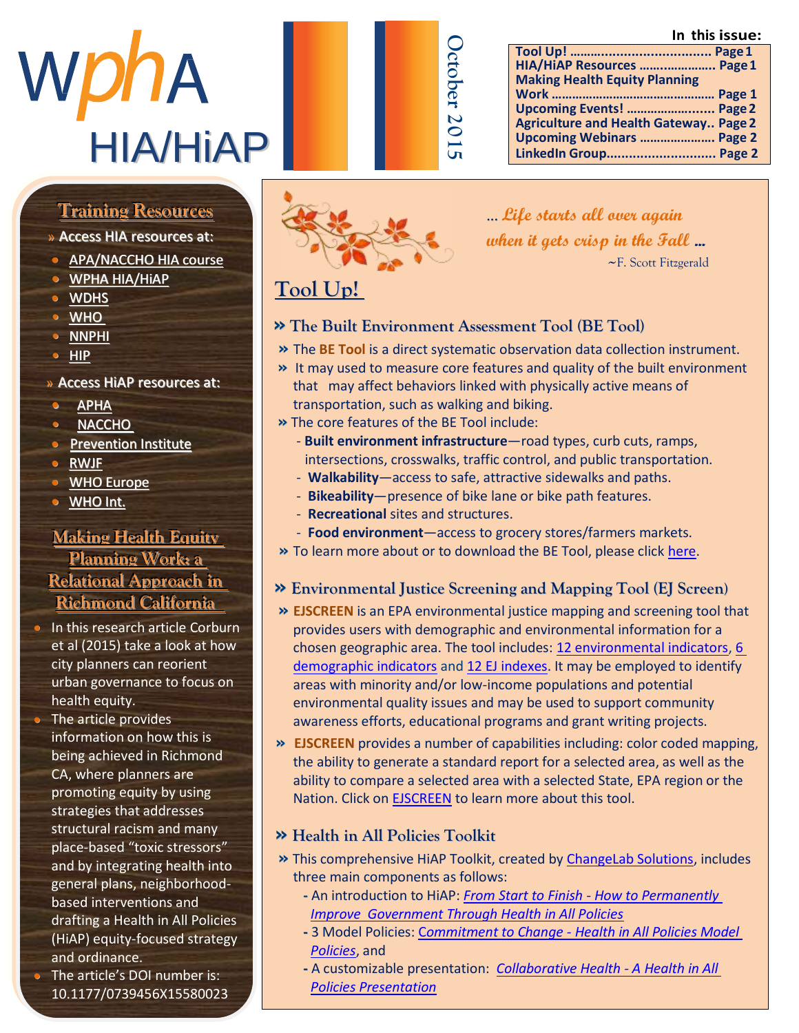# wphA HIA/HiAP

October 2015

**In this issue:**

| | |
|---|---|
| Tool Up! | Page 1 |
| HIA/HiAP Resources | Page 1 |
| Making Health Equity Planning Work | Page 1 |
| Upcoming Events! | Page 2 |
| Agriculture and Health Gateway | Page 2 |
| Upcoming Webinars | Page 2 |
| LinkedIn Group | Page 2 |

## Training Resources

» Access HIA resources at:

- APA/NACCHO HIA course
- WPHA HIA/HiAP
- WDHS
- WHO
- NNPHI
- HIP

» Access HiAP resources at:

- APHA
- NACCHO
- Prevention Institute
- RWJF
- WHO Europe
- WHO Int.

## Making Health Equity Planning Work: a Relational Approach in Richmond California

- In this research article Corburn et al (2015) take a look at how city planners can reorient urban governance to focus on health equity.
- The article provides information on how this is being achieved in Richmond CA, where planners are promoting equity by using strategies that addresses structural racism and many place-based "toxic stressors" and by integrating health into general plans, neighborhood-based interventions and drafting a Health in All Policies (HiAP) equity-focused strategy and ordinance.
- The article's DOI number is: 10.1177/0739456X15580023

*… Life starts all over again when it gets crisp in the Fall …*

~F. Scott Fitzgerald

## Tool Up!

### » The Built Environment Assessment Tool (BE Tool)

- » The **BE Tool** is a direct systematic observation data collection instrument.
- » It may used to measure core features and quality of the built environment that may affect behaviors linked with physically active means of transportation, such as walking and biking.
- » The core features of the BE Tool include:
  - **Built environment infrastructure**—road types, curb cuts, ramps, intersections, crosswalks, traffic control, and public transportation.
  - **Walkability**—access to safe, attractive sidewalks and paths.
  - **Bikeability**—presence of bike lane or bike path features.
  - **Recreational** sites and structures.
  - **Food environment**—access to grocery stores/farmers markets.
- » To learn more about or to download the BE Tool, please click here.

### » Environmental Justice Screening and Mapping Tool (EJ Screen)

- » **EJSCREEN** is an EPA environmental justice mapping and screening tool that provides users with demographic and environmental information for a chosen geographic area. The tool includes: 12 environmental indicators, 6 demographic indicators and 12 EJ indexes. It may be employed to identify areas with minority and/or low-income populations and potential environmental quality issues and may be used to support community awareness efforts, educational programs and grant writing projects.
- » **EJSCREEN** provides a number of capabilities including: color coded mapping, the ability to generate a standard report for a selected area, as well as the ability to compare a selected area with a selected State, EPA region or the Nation. Click on EJSCREEN to learn more about this tool.

### » Health in All Policies Toolkit

- » This comprehensive HiAP Toolkit, created by ChangeLab Solutions, includes three main components as follows:
  - An introduction to HiAP: *From Start to Finish - How to Permanently Improve Government Through Health in All Policies*
  - 3 Model Policies: *Commitment to Change - Health in All Policies Model Policies*, and
  - A customizable presentation: *Collaborative Health - A Health in All Policies Presentation*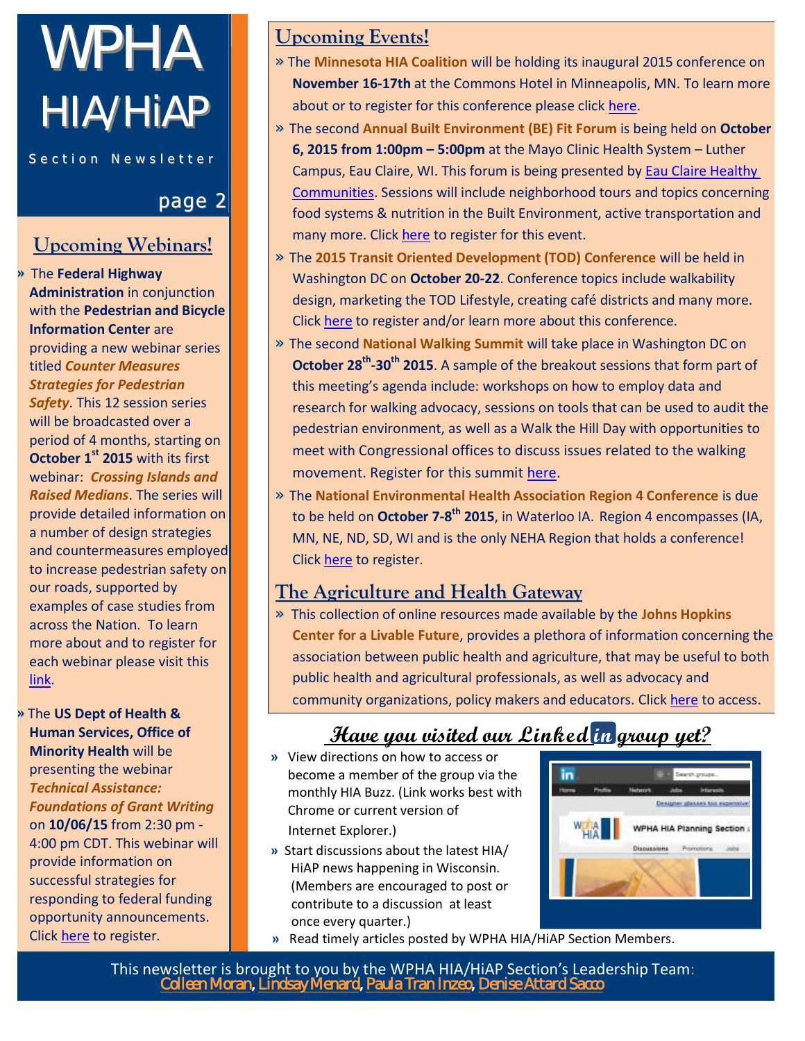# WPHA HIA/HiAP

Section Newsletter

## Upcoming Webinars!

» The **Federal Highway Administration** in conjunction with the **Pedestrian and Bicycle Information Center** are providing a new webinar series titled ***Counter Measures Strategies for Pedestrian Safety***. This 12 session series will be broadcasted over a period of 4 months, starting on **October 1st 2015** with its first webinar: ***Crossing Islands and Raised Medians***. The series will provide detailed information on a number of design strategies and countermeasures employed to increase pedestrian safety on our roads, supported by examples of case studies from across the Nation. To learn more about and to register for each webinar please visit this link.

» The **US Dept of Health & Human Services, Office of Minority Health** will be presenting the webinar ***Technical Assistance: Foundations of Grant Writing*** on **10/06/15** from 2:30 pm - 4:00 pm CDT. This webinar will provide information on successful strategies for responding to federal funding opportunity announcements. Click here to register.

## Upcoming Events!

» The **Minnesota HIA Coalition** will be holding its inaugural 2015 conference on **November 16-17th** at the Commons Hotel in Minneapolis, MN. To learn more about or to register for this conference please click here.

» The second **Annual Built Environment (BE) Fit Forum** is being held on **October 6, 2015 from 1:00pm – 5:00pm** at the Mayo Clinic Health System – Luther Campus, Eau Claire, WI. This forum is being presented by Eau Claire Healthy Communities. Sessions will include neighborhood tours and topics concerning food systems & nutrition in the Built Environment, active transportation and many more. Click here to register for this event.

» The **2015 Transit Oriented Development (TOD) Conference** will be held in Washington DC on **October 20-22**. Conference topics include walkability design, marketing the TOD Lifestyle, creating café districts and many more. Click here to register and/or learn more about this conference.

» The second **National Walking Summit** will take place in Washington DC on **October 28th-30th 2015**. A sample of the breakout sessions that form part of this meeting's agenda include: workshops on how to employ data and research for walking advocacy, sessions on tools that can be used to audit the pedestrian environment, as well as a Walk the Hill Day with opportunities to meet with Congressional offices to discuss issues related to the walking movement. Register for this summit here.

» The **National Environmental Health Association Region 4 Conference** is due to be held on **October 7-8th 2015**, in Waterloo IA. Region 4 encompasses (IA, MN, NE, ND, SD, WI and is the only NEHA Region that holds a conference! Click here to register.

## The Agriculture and Health Gateway

» This collection of online resources made available by the **Johns Hopkins Center for a Livable Future**, provides a plethora of information concerning the association between public health and agriculture, that may be useful to both public health and agricultural professionals, as well as advocacy and community organizations, policy makers and educators. Click here to access.

## Have you visited our LinkedIn group yet?

» View directions on how to access or become a member of the group via the monthly HIA Buzz. (Link works best with Chrome or current version of Internet Explorer.)

» Start discussions about the latest HIA/HiAP news happening in Wisconsin. (Members are encouraged to post or contribute to a discussion at least once every quarter.)

» Read timely articles posted by WPHA HIA/HiAP Section Members.

This newsletter is brought to you by the WPHA HIA/HiAP Section's Leadership Team: Colleen Moran, Lindsay Menard, Paula Tran Inzeo, Denise Attard Sacco